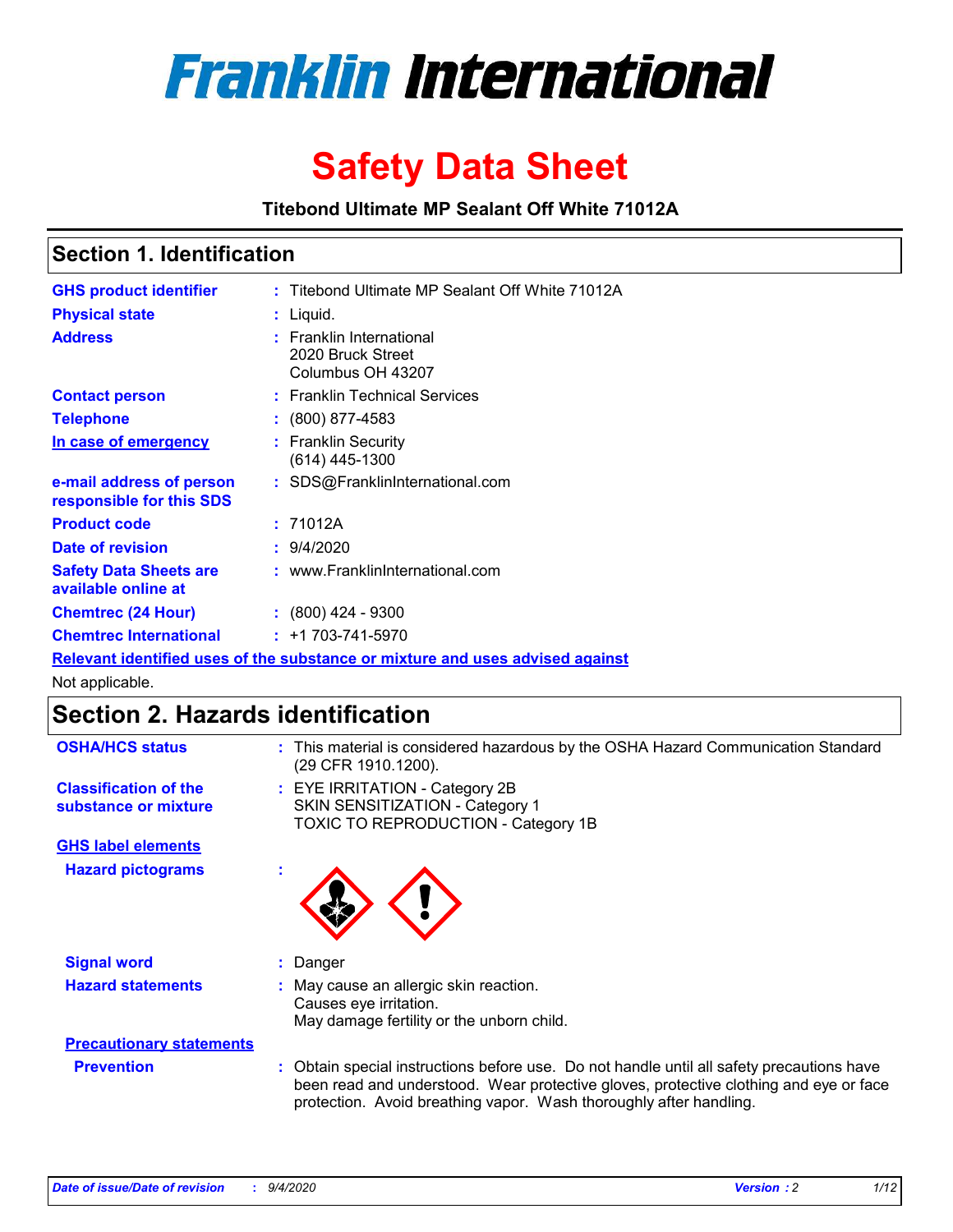# Franklin International

# Safety Data Sheet

**Titebond Ultimate MP Sealant Off White 71012A**

## Section 1. Identification

**GHS product identifier** : Titebond Ultimate MP Sealant Off White 71012A

**Physical state** : Liquid.

**Address** : Franklin International
2020 Bruck Street
Columbus OH 43207

**Contact person** : Franklin Technical Services

**Telephone** : (800) 877-4583

**In case of emergency** : Franklin Security
(614) 445-1300

**e-mail address of person responsible for this SDS** : SDS@FranklinInternational.com

**Product code** : 71012A

**Date of revision** : 9/4/2020

**Safety Data Sheets are available online at** : www.FranklinInternational.com

**Chemtrec (24 Hour)** : (800) 424 - 9300

**Chemtrec International** : +1 703-741-5970

**Relevant identified uses of the substance or mixture and uses advised against**

Not applicable.

## Section 2. Hazards identification

**OSHA/HCS status** : This material is considered hazardous by the OSHA Hazard Communication Standard (29 CFR 1910.1200).

**Classification of the substance or mixture** : EYE IRRITATION - Category 2B
SKIN SENSITIZATION - Category 1
TOXIC TO REPRODUCTION - Category 1B

**GHS label elements**

**Hazard pictograms** :

**Signal word** : Danger

**Hazard statements** : May cause an allergic skin reaction.
Causes eye irritation.
May damage fertility or the unborn child.

**Precautionary statements**

**Prevention** : Obtain special instructions before use. Do not handle until all safety precautions have been read and understood. Wear protective gloves, protective clothing and eye or face protection. Avoid breathing vapor. Wash thoroughly after handling.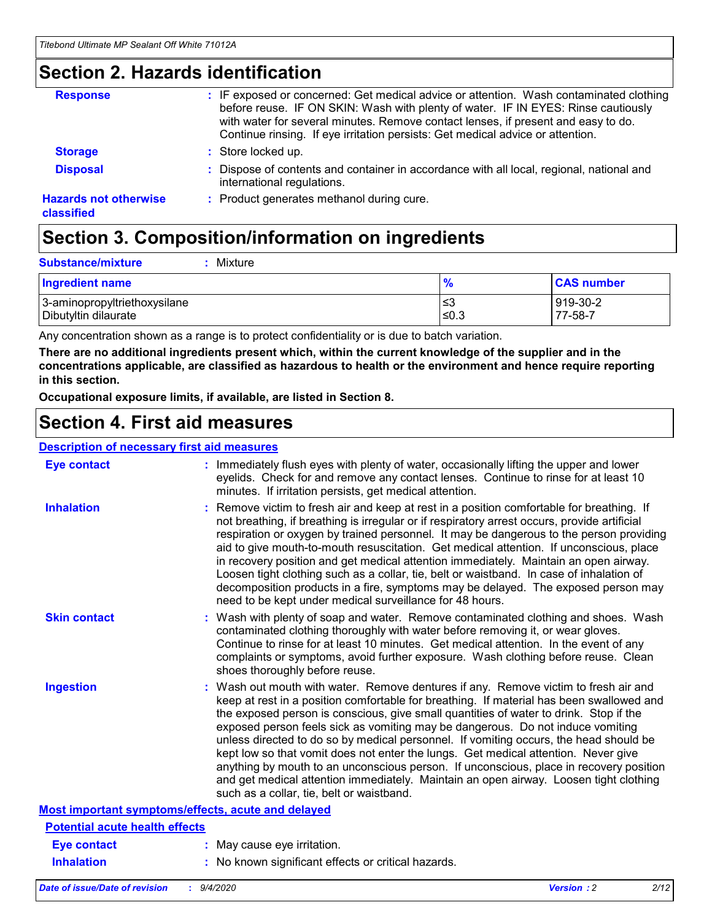## Section 2. Hazards identification

**Response** : IF exposed or concerned: Get medical advice or attention. Wash contaminated clothing before reuse. IF ON SKIN: Wash with plenty of water. IF IN EYES: Rinse cautiously with water for several minutes. Remove contact lenses, if present and easy to do. Continue rinsing. If eye irritation persists: Get medical advice or attention.

**Storage** : Store locked up.

**Disposal** : Dispose of contents and container in accordance with all local, regional, national and international regulations.

**Hazards not otherwise classified** : Product generates methanol during cure.

## Section 3. Composition/information on ingredients

**Substance/mixture** : Mixture

| Ingredient name | % | CAS number |
|---|---|---|
| 3-aminopropyltriethoxysilane | ≤3 | 919-30-2 |
| Dibutyltin dilaurate | ≤0.3 | 77-58-7 |

Any concentration shown as a range is to protect confidentiality or is due to batch variation.

**There are no additional ingredients present which, within the current knowledge of the supplier and in the concentrations applicable, are classified as hazardous to health or the environment and hence require reporting in this section.**

**Occupational exposure limits, if available, are listed in Section 8.**

## Section 4. First aid measures

### Description of necessary first aid measures

**Eye contact** : Immediately flush eyes with plenty of water, occasionally lifting the upper and lower eyelids. Check for and remove any contact lenses. Continue to rinse for at least 10 minutes. If irritation persists, get medical attention.

**Inhalation** : Remove victim to fresh air and keep at rest in a position comfortable for breathing. If not breathing, if breathing is irregular or if respiratory arrest occurs, provide artificial respiration or oxygen by trained personnel. It may be dangerous to the person providing aid to give mouth-to-mouth resuscitation. Get medical attention. If unconscious, place in recovery position and get medical attention immediately. Maintain an open airway. Loosen tight clothing such as a collar, tie, belt or waistband. In case of inhalation of decomposition products in a fire, symptoms may be delayed. The exposed person may need to be kept under medical surveillance for 48 hours.

**Skin contact** : Wash with plenty of soap and water. Remove contaminated clothing and shoes. Wash contaminated clothing thoroughly with water before removing it, or wear gloves. Continue to rinse for at least 10 minutes. Get medical attention. In the event of any complaints or symptoms, avoid further exposure. Wash clothing before reuse. Clean shoes thoroughly before reuse.

**Ingestion** : Wash out mouth with water. Remove dentures if any. Remove victim to fresh air and keep at rest in a position comfortable for breathing. If material has been swallowed and the exposed person is conscious, give small quantities of water to drink. Stop if the exposed person feels sick as vomiting may be dangerous. Do not induce vomiting unless directed to do so by medical personnel. If vomiting occurs, the head should be kept low so that vomit does not enter the lungs. Get medical attention. Never give anything by mouth to an unconscious person. If unconscious, place in recovery position and get medical attention immediately. Maintain an open airway. Loosen tight clothing such as a collar, tie, belt or waistband.

### Most important symptoms/effects, acute and delayed

#### Potential acute health effects

**Eye contact** : May cause eye irritation.

**Inhalation** : No known significant effects or critical hazards.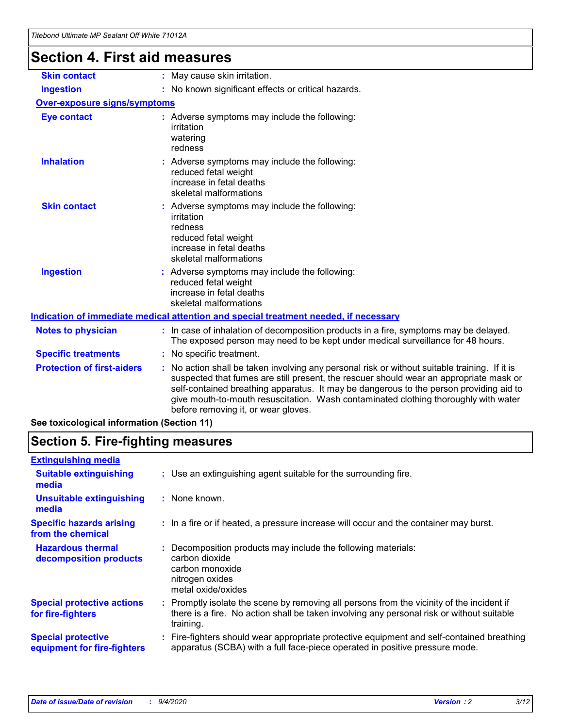## Section 4. First aid measures

**Skin contact** : May cause skin irritation.

**Ingestion** : No known significant effects or critical hazards.

**Over-exposure signs/symptoms**

**Eye contact** : Adverse symptoms may include the following:
irritation
watering
redness

**Inhalation** : Adverse symptoms may include the following:
reduced fetal weight
increase in fetal deaths
skeletal malformations

**Skin contact** : Adverse symptoms may include the following:
irritation
redness
reduced fetal weight
increase in fetal deaths
skeletal malformations

**Ingestion** : Adverse symptoms may include the following:
reduced fetal weight
increase in fetal deaths
skeletal malformations

**Indication of immediate medical attention and special treatment needed, if necessary**

**Notes to physician** : In case of inhalation of decomposition products in a fire, symptoms may be delayed. The exposed person may need to be kept under medical surveillance for 48 hours.

**Specific treatments** : No specific treatment.

**Protection of first-aiders** : No action shall be taken involving any personal risk or without suitable training. If it is suspected that fumes are still present, the rescuer should wear an appropriate mask or self-contained breathing apparatus. It may be dangerous to the person providing aid to give mouth-to-mouth resuscitation. Wash contaminated clothing thoroughly with water before removing it, or wear gloves.

**See toxicological information (Section 11)**

## Section 5. Fire-fighting measures

**Extinguishing media**

**Suitable extinguishing media** : Use an extinguishing agent suitable for the surrounding fire.

**Unsuitable extinguishing media** : None known.

**Specific hazards arising from the chemical** : In a fire or if heated, a pressure increase will occur and the container may burst.

**Hazardous thermal decomposition products** : Decomposition products may include the following materials:
carbon dioxide
carbon monoxide
nitrogen oxides
metal oxide/oxides

**Special protective actions for fire-fighters** : Promptly isolate the scene by removing all persons from the vicinity of the incident if there is a fire. No action shall be taken involving any personal risk or without suitable training.

**Special protective equipment for fire-fighters** : Fire-fighters should wear appropriate protective equipment and self-contained breathing apparatus (SCBA) with a full face-piece operated in positive pressure mode.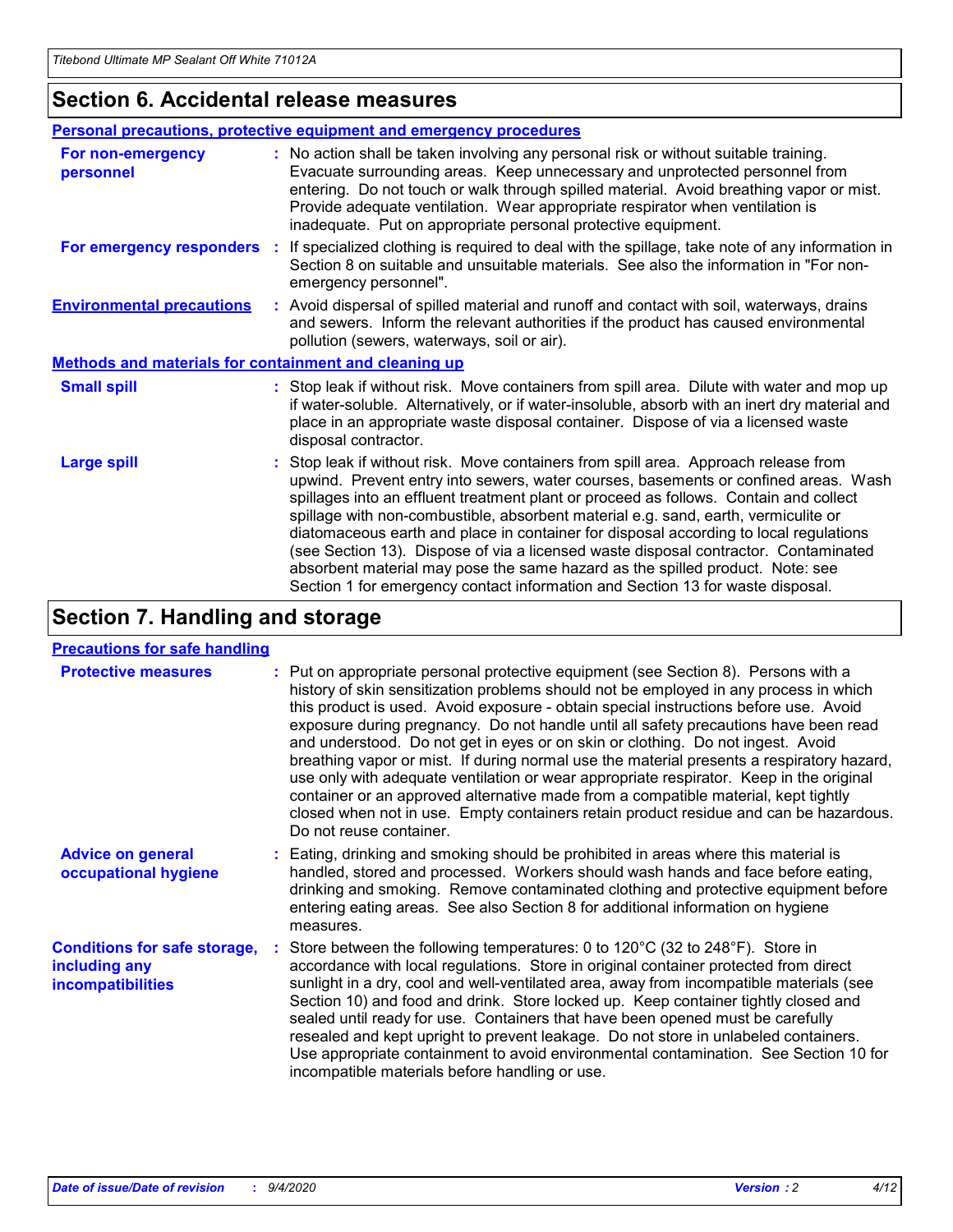## Section 6. Accidental release measures

### Personal precautions, protective equipment and emergency procedures

**For non-emergency personnel** : No action shall be taken involving any personal risk or without suitable training. Evacuate surrounding areas. Keep unnecessary and unprotected personnel from entering. Do not touch or walk through spilled material. Avoid breathing vapor or mist. Provide adequate ventilation. Wear appropriate respirator when ventilation is inadequate. Put on appropriate personal protective equipment.

**For emergency responders** : If specialized clothing is required to deal with the spillage, take note of any information in Section 8 on suitable and unsuitable materials. See also the information in "For non-emergency personnel".

**Environmental precautions** : Avoid dispersal of spilled material and runoff and contact with soil, waterways, drains and sewers. Inform the relevant authorities if the product has caused environmental pollution (sewers, waterways, soil or air).

### Methods and materials for containment and cleaning up

**Small spill** : Stop leak if without risk. Move containers from spill area. Dilute with water and mop up if water-soluble. Alternatively, or if water-insoluble, absorb with an inert dry material and place in an appropriate waste disposal container. Dispose of via a licensed waste disposal contractor.

**Large spill** : Stop leak if without risk. Move containers from spill area. Approach release from upwind. Prevent entry into sewers, water courses, basements or confined areas. Wash spillages into an effluent treatment plant or proceed as follows. Contain and collect spillage with non-combustible, absorbent material e.g. sand, earth, vermiculite or diatomaceous earth and place in container for disposal according to local regulations (see Section 13). Dispose of via a licensed waste disposal contractor. Contaminated absorbent material may pose the same hazard as the spilled product. Note: see Section 1 for emergency contact information and Section 13 for waste disposal.

## Section 7. Handling and storage

### Precautions for safe handling

**Protective measures** : Put on appropriate personal protective equipment (see Section 8). Persons with a history of skin sensitization problems should not be employed in any process in which this product is used. Avoid exposure - obtain special instructions before use. Avoid exposure during pregnancy. Do not handle until all safety precautions have been read and understood. Do not get in eyes or on skin or clothing. Do not ingest. Avoid breathing vapor or mist. If during normal use the material presents a respiratory hazard, use only with adequate ventilation or wear appropriate respirator. Keep in the original container or an approved alternative made from a compatible material, kept tightly closed when not in use. Empty containers retain product residue and can be hazardous. Do not reuse container.

**Advice on general occupational hygiene** : Eating, drinking and smoking should be prohibited in areas where this material is handled, stored and processed. Workers should wash hands and face before eating, drinking and smoking. Remove contaminated clothing and protective equipment before entering eating areas. See also Section 8 for additional information on hygiene measures.

**Conditions for safe storage, including any incompatibilities** : Store between the following temperatures: 0 to 120°C (32 to 248°F). Store in accordance with local regulations. Store in original container protected from direct sunlight in a dry, cool and well-ventilated area, away from incompatible materials (see Section 10) and food and drink. Store locked up. Keep container tightly closed and sealed until ready for use. Containers that have been opened must be carefully resealed and kept upright to prevent leakage. Do not store in unlabeled containers. Use appropriate containment to avoid environmental contamination. See Section 10 for incompatible materials before handling or use.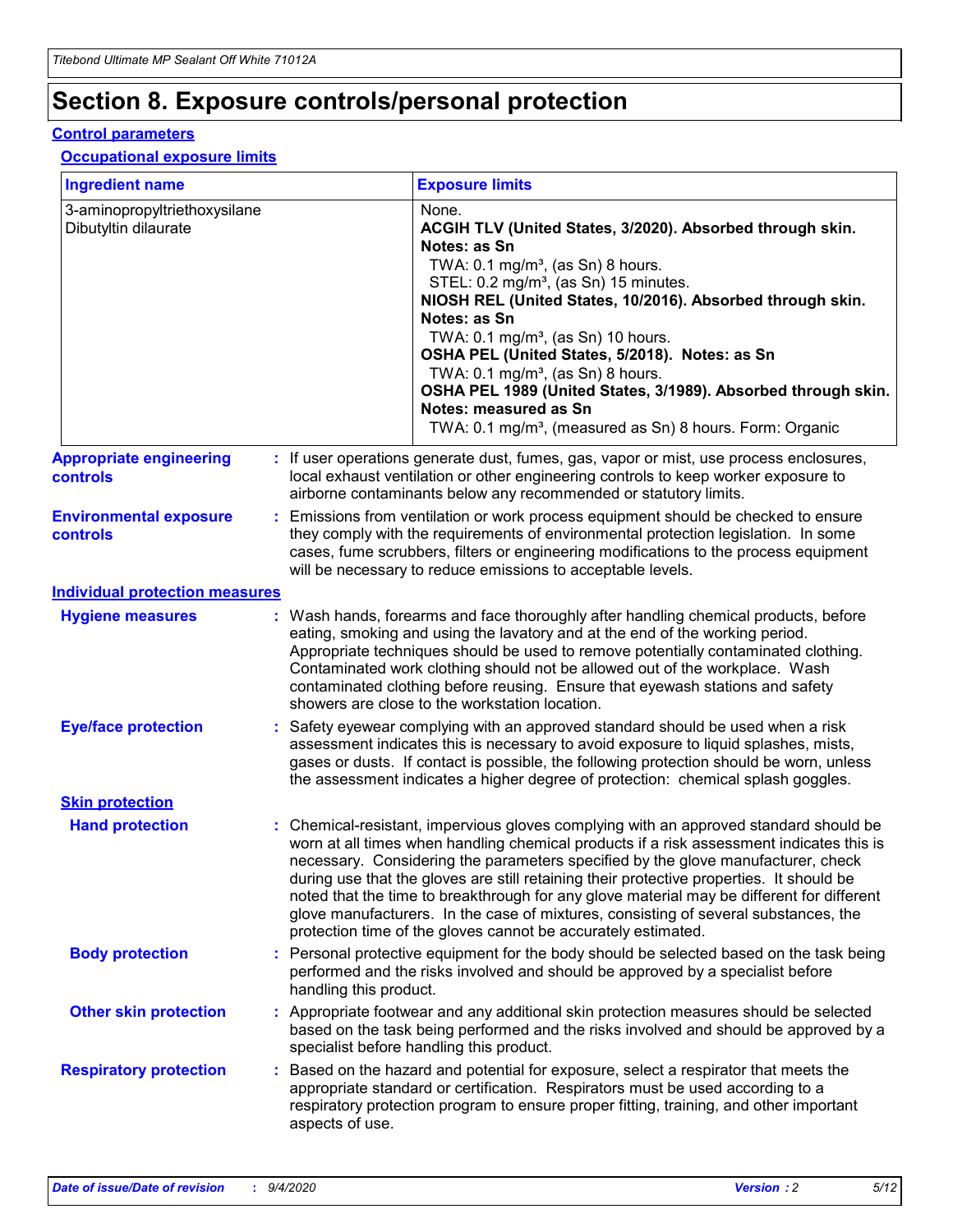# Section 8. Exposure controls/personal protection

## Control parameters

### Occupational exposure limits

| Ingredient name | Exposure limits |
|---|---|
| 3-aminopropyltriethoxysilane | None. |
| Dibutyltin dilaurate | **ACGIH TLV (United States, 3/2020). Absorbed through skin. Notes: as Sn**<br>TWA: 0.1 mg/m³, (as Sn) 8 hours.<br>STEL: 0.2 mg/m³, (as Sn) 15 minutes.<br>**NIOSH REL (United States, 10/2016). Absorbed through skin. Notes: as Sn**<br>TWA: 0.1 mg/m³, (as Sn) 10 hours.<br>**OSHA PEL (United States, 5/2018). Notes: as Sn**<br>TWA: 0.1 mg/m³, (as Sn) 8 hours.<br>**OSHA PEL 1989 (United States, 3/1989). Absorbed through skin. Notes: measured as Sn**<br>TWA: 0.1 mg/m³, (measured as Sn) 8 hours. Form: Organic |

**Appropriate engineering controls** : If user operations generate dust, fumes, gas, vapor or mist, use process enclosures, local exhaust ventilation or other engineering controls to keep worker exposure to airborne contaminants below any recommended or statutory limits.

**Environmental exposure controls** : Emissions from ventilation or work process equipment should be checked to ensure they comply with the requirements of environmental protection legislation. In some cases, fume scrubbers, filters or engineering modifications to the process equipment will be necessary to reduce emissions to acceptable levels.

## Individual protection measures

**Hygiene measures** : Wash hands, forearms and face thoroughly after handling chemical products, before eating, smoking and using the lavatory and at the end of the working period. Appropriate techniques should be used to remove potentially contaminated clothing. Contaminated work clothing should not be allowed out of the workplace. Wash contaminated clothing before reusing. Ensure that eyewash stations and safety showers are close to the workstation location.

**Eye/face protection** : Safety eyewear complying with an approved standard should be used when a risk assessment indicates this is necessary to avoid exposure to liquid splashes, mists, gases or dusts. If contact is possible, the following protection should be worn, unless the assessment indicates a higher degree of protection: chemical splash goggles.

### Skin protection

**Hand protection** : Chemical-resistant, impervious gloves complying with an approved standard should be worn at all times when handling chemical products if a risk assessment indicates this is necessary. Considering the parameters specified by the glove manufacturer, check during use that the gloves are still retaining their protective properties. It should be noted that the time to breakthrough for any glove material may be different for different glove manufacturers. In the case of mixtures, consisting of several substances, the protection time of the gloves cannot be accurately estimated.

**Body protection** : Personal protective equipment for the body should be selected based on the task being performed and the risks involved and should be approved by a specialist before handling this product.

**Other skin protection** : Appropriate footwear and any additional skin protection measures should be selected based on the task being performed and the risks involved and should be approved by a specialist before handling this product.

**Respiratory protection** : Based on the hazard and potential for exposure, select a respirator that meets the appropriate standard or certification. Respirators must be used according to a respiratory protection program to ensure proper fitting, training, and other important aspects of use.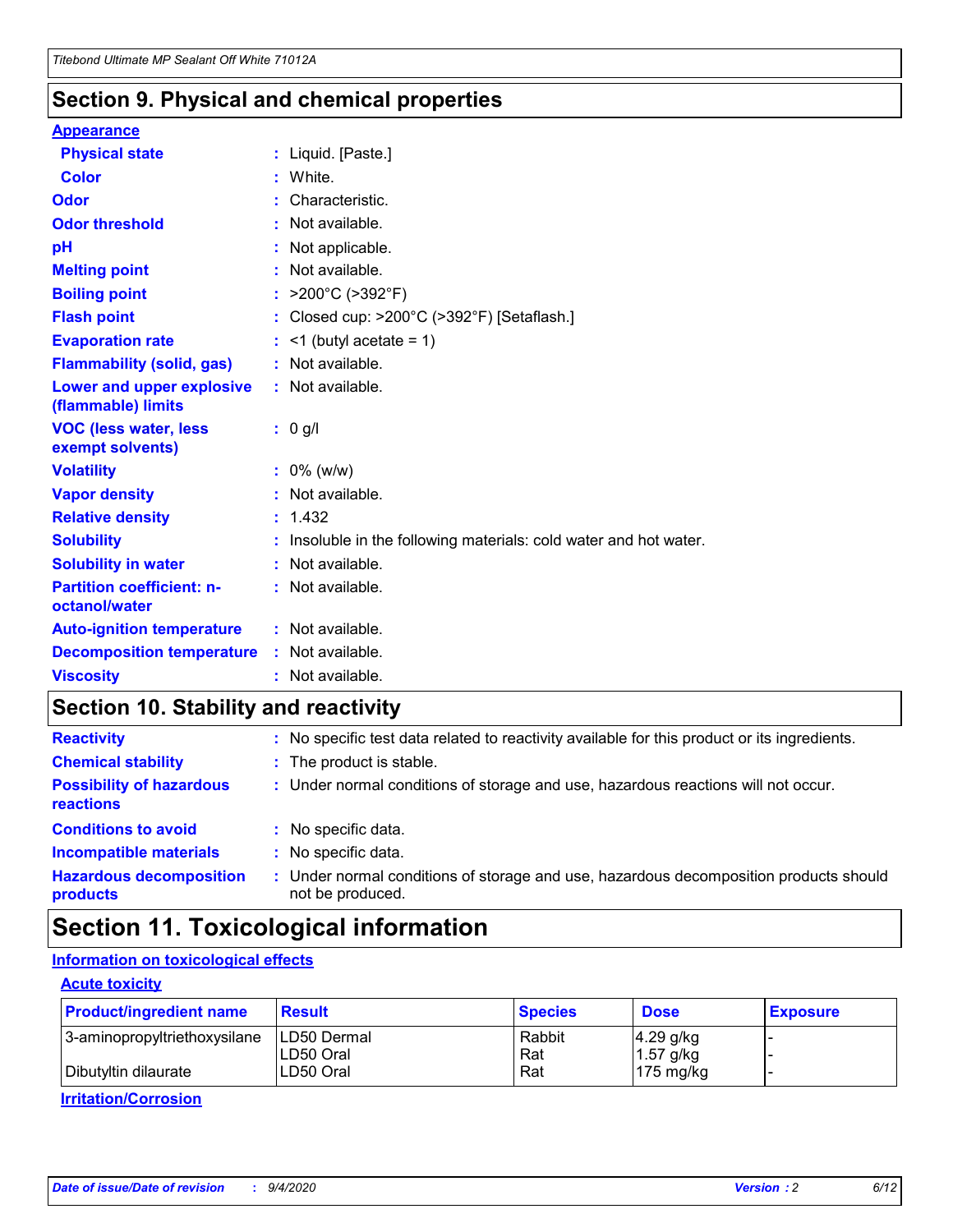## Section 9. Physical and chemical properties

### Appearance

| | |
|---|---|
| **Physical state** | : Liquid. [Paste.] |
| **Color** | : White. |
| **Odor** | : Characteristic. |
| **Odor threshold** | : Not available. |
| **pH** | : Not applicable. |
| **Melting point** | : Not available. |
| **Boiling point** | : >200°C (>392°F) |
| **Flash point** | : Closed cup: >200°C (>392°F) [Setaflash.] |
| **Evaporation rate** | : <1 (butyl acetate = 1) |
| **Flammability (solid, gas)** | : Not available. |
| **Lower and upper explosive (flammable) limits** | : Not available. |
| **VOC (less water, less exempt solvents)** | : 0 g/l |
| **Volatility** | : 0% (w/w) |
| **Vapor density** | : Not available. |
| **Relative density** | : 1.432 |
| **Solubility** | : Insoluble in the following materials: cold water and hot water. |
| **Solubility in water** | : Not available. |
| **Partition coefficient: n-octanol/water** | : Not available. |
| **Auto-ignition temperature** | : Not available. |
| **Decomposition temperature** | : Not available. |
| **Viscosity** | : Not available. |

## Section 10. Stability and reactivity

| | |
|---|---|
| **Reactivity** | : No specific test data related to reactivity available for this product or its ingredients. |
| **Chemical stability** | : The product is stable. |
| **Possibility of hazardous reactions** | : Under normal conditions of storage and use, hazardous reactions will not occur. |
| **Conditions to avoid** | : No specific data. |
| **Incompatible materials** | : No specific data. |
| **Hazardous decomposition products** | : Under normal conditions of storage and use, hazardous decomposition products should not be produced. |

## Section 11. Toxicological information

### Information on toxicological effects

#### Acute toxicity

| Product/ingredient name | Result | Species | Dose | Exposure |
|---|---|---|---|---|
| 3-aminopropyltriethoxysilane | LD50 Dermal | Rabbit | 4.29 g/kg | - |
| | LD50 Oral | Rat | 1.57 g/kg | - |
| Dibutyltin dilaurate | LD50 Oral | Rat | 175 mg/kg | - |

#### Irritation/Corrosion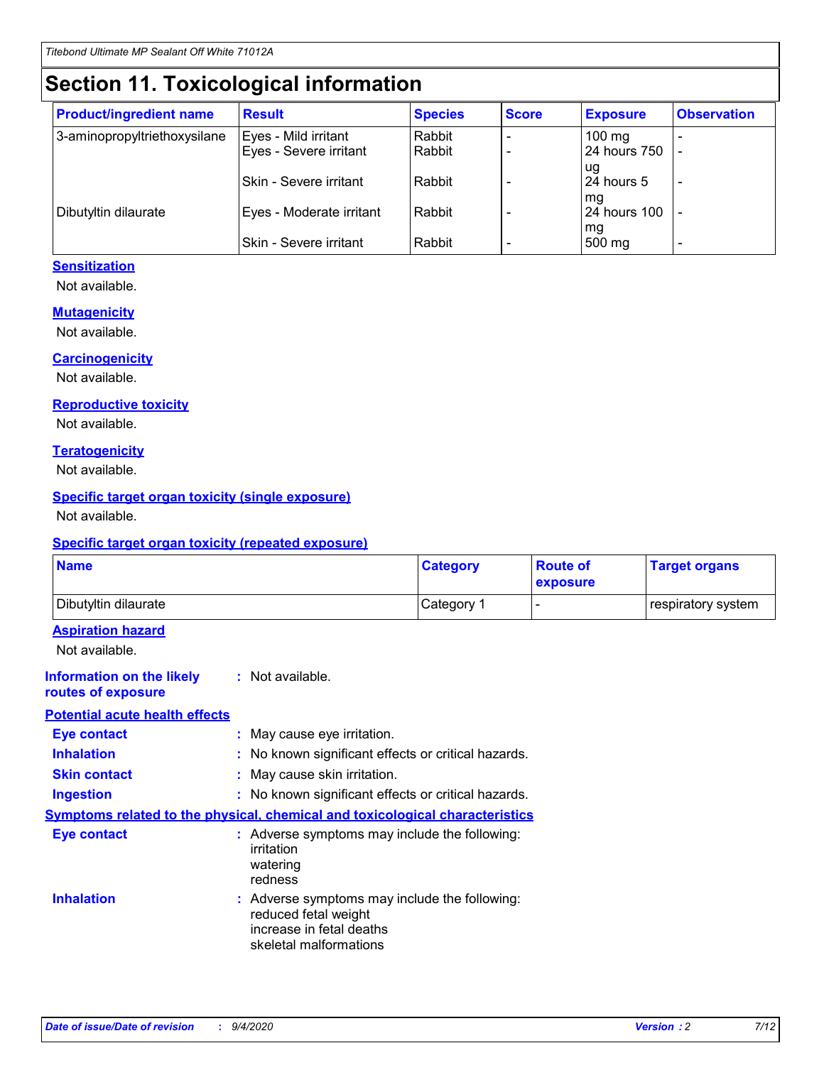# Section 11. Toxicological information

| Product/ingredient name | Result | Species | Score | Exposure | Observation |
|---|---|---|---|---|---|
| 3-aminopropyltriethoxysilane | Eyes - Mild irritant | Rabbit | - | 100 mg | - |
| | Eyes - Severe irritant | Rabbit | - | 24 hours 750 ug | - |
| | Skin - Severe irritant | Rabbit | - | 24 hours 5 mg | - |
| Dibutyltin dilaurate | Eyes - Moderate irritant | Rabbit | - | 24 hours 100 mg | - |
| | Skin - Severe irritant | Rabbit | - | 500 mg | - |

### Sensitization

Not available.

### Mutagenicity

Not available.

### Carcinogenicity

Not available.

### Reproductive toxicity

Not available.

### Teratogenicity

Not available.

### Specific target organ toxicity (single exposure)

Not available.

### Specific target organ toxicity (repeated exposure)

| Name | Category | Route of exposure | Target organs |
|---|---|---|---|
| Dibutyltin dilaurate | Category 1 | - | respiratory system |

### Aspiration hazard

Not available.

**Information on the likely routes of exposure** : Not available.

### Potential acute health effects

**Eye contact** : May cause eye irritation.

**Inhalation** : No known significant effects or critical hazards.

**Skin contact** : May cause skin irritation.

**Ingestion** : No known significant effects or critical hazards.

### Symptoms related to the physical, chemical and toxicological characteristics

**Eye contact** : Adverse symptoms may include the following:
irritation
watering
redness

**Inhalation** : Adverse symptoms may include the following:
reduced fetal weight
increase in fetal deaths
skeletal malformations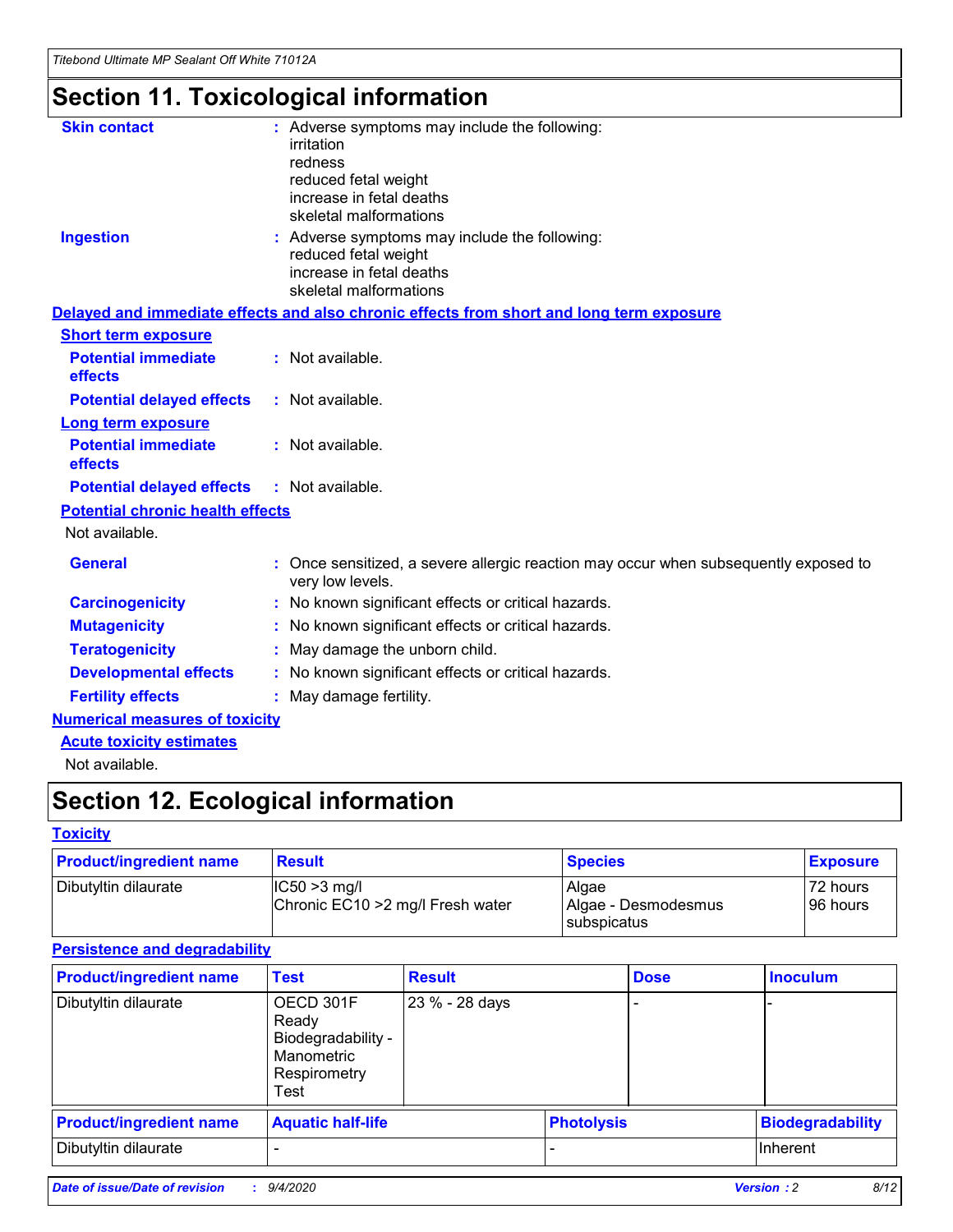# Section 11. Toxicological information

**Skin contact** : Adverse symptoms may include the following:
irritation
redness
reduced fetal weight
increase in fetal deaths
skeletal malformations

**Ingestion** : Adverse symptoms may include the following:
reduced fetal weight
increase in fetal deaths
skeletal malformations

**Delayed and immediate effects and also chronic effects from short and long term exposure**

**Short term exposure**

**Potential immediate effects** : Not available.

**Potential delayed effects** : Not available.

**Long term exposure**

**Potential immediate effects** : Not available.

**Potential delayed effects** : Not available.

**Potential chronic health effects**

Not available.

**General** : Once sensitized, a severe allergic reaction may occur when subsequently exposed to very low levels.

**Carcinogenicity** : No known significant effects or critical hazards.

**Mutagenicity** : No known significant effects or critical hazards.

**Teratogenicity** : May damage the unborn child.

**Developmental effects** : No known significant effects or critical hazards.

**Fertility effects** : May damage fertility.

**Numerical measures of toxicity**

**Acute toxicity estimates**

Not available.

# Section 12. Ecological information

**Toxicity**

| Product/ingredient name | Result | Species | Exposure |
|---|---|---|---|
| Dibutyltin dilaurate | IC50 >3 mg/l<br>Chronic EC10 >2 mg/l Fresh water | Algae<br>Algae - Desmodesmus subspicatus | 72 hours<br>96 hours |

**Persistence and degradability**

| Product/ingredient name | Test | Result | Dose | Inoculum |
|---|---|---|---|---|
| Dibutyltin dilaurate | OECD 301F Ready Biodegradability - Manometric Respirometry Test | 23 % - 28 days | - | - |

| Product/ingredient name | Aquatic half-life | Photolysis | Biodegradability |
|---|---|---|---|
| Dibutyltin dilaurate | - | - | Inherent |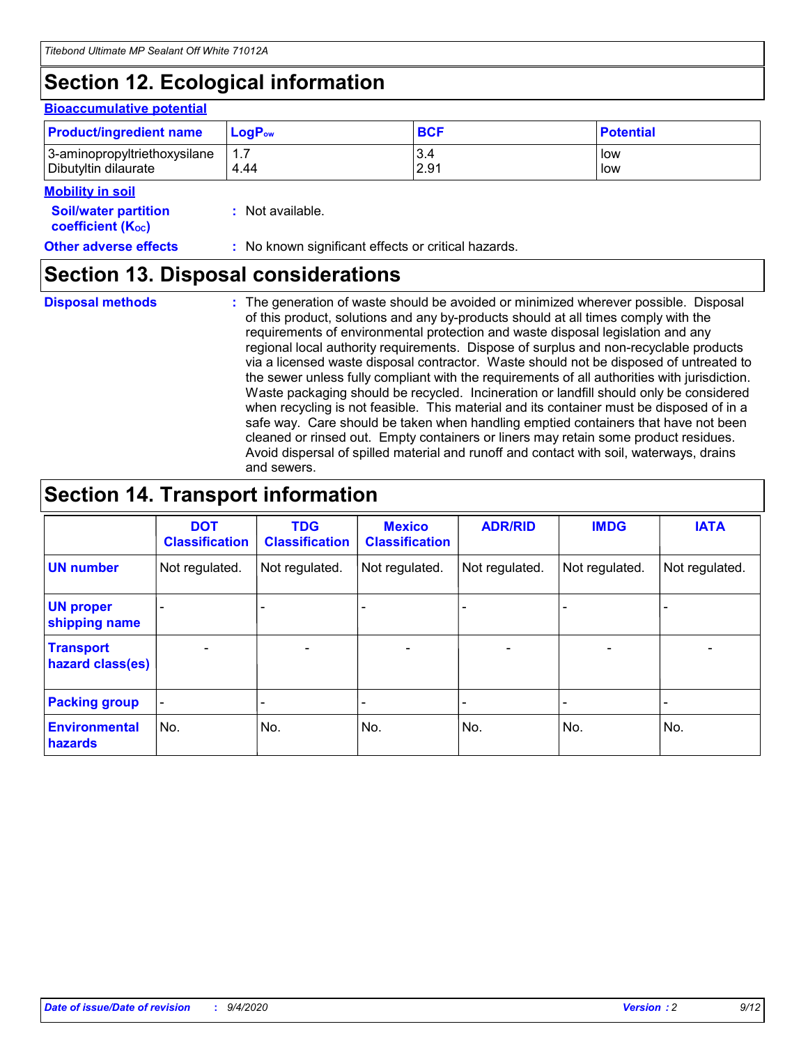## Section 12. Ecological information

### Bioaccumulative potential

| Product/ingredient name | $LogP_{ow}$ | BCF | Potential |
|---|---|---|---|
| 3-aminopropyltriethoxysilane | 1.7 | 3.4 | low |
| Dibutyltin dilaurate | 4.44 | 2.91 | low |

### Mobility in soil

**Soil/water partition coefficient ($K_{OC}$)** : Not available.

**Other adverse effects** : No known significant effects or critical hazards.

## Section 13. Disposal considerations

**Disposal methods** : The generation of waste should be avoided or minimized wherever possible. Disposal of this product, solutions and any by-products should at all times comply with the requirements of environmental protection and waste disposal legislation and any regional local authority requirements. Dispose of surplus and non-recyclable products via a licensed waste disposal contractor. Waste should not be disposed of untreated to the sewer unless fully compliant with the requirements of all authorities with jurisdiction. Waste packaging should be recycled. Incineration or landfill should only be considered when recycling is not feasible. This material and its container must be disposed of in a safe way. Care should be taken when handling emptied containers that have not been cleaned or rinsed out. Empty containers or liners may retain some product residues. Avoid dispersal of spilled material and runoff and contact with soil, waterways, drains and sewers.

## Section 14. Transport information

| | DOT Classification | TDG Classification | Mexico Classification | ADR/RID | IMDG | IATA |
|---|---|---|---|---|---|---|
| **UN number** | Not regulated. | Not regulated. | Not regulated. | Not regulated. | Not regulated. | Not regulated. |
| **UN proper shipping name** | - | - | - | - | - | - |
| **Transport hazard class(es)** | - | - | - | - | - | - |
| **Packing group** | - | - | - | - | - | - |
| **Environmental hazards** | No. | No. | No. | No. | No. | No. |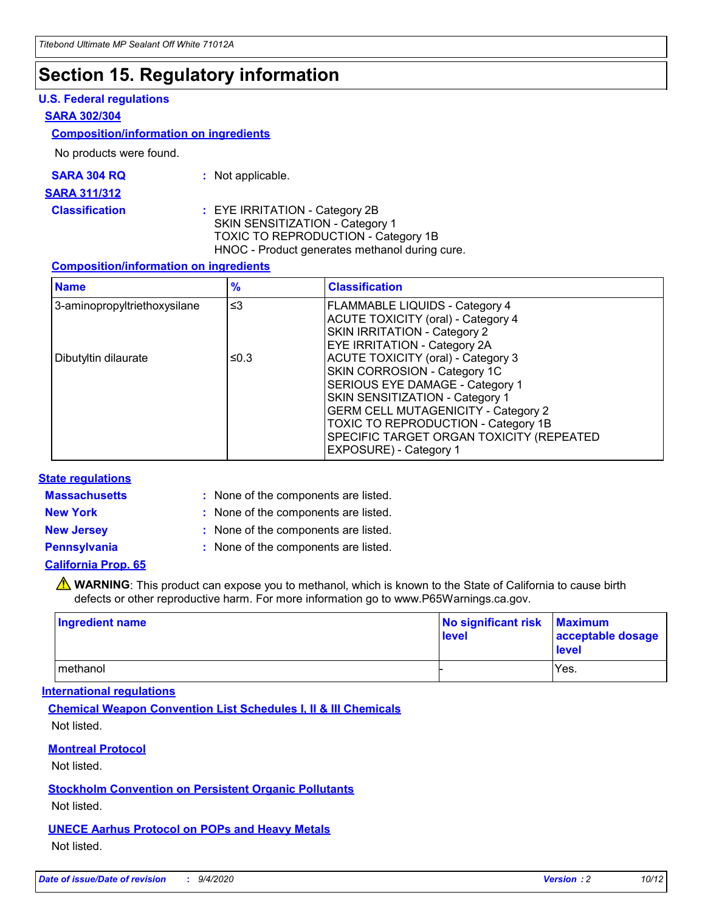# Section 15. Regulatory information

### U.S. Federal regulations

**SARA 302/304**

**Composition/information on ingredients**

No products were found.

**SARA 304 RQ** : Not applicable.

**SARA 311/312**

**Classification** : EYE IRRITATION - Category 2B
SKIN SENSITIZATION - Category 1
TOXIC TO REPRODUCTION - Category 1B
HNOC - Product generates methanol during cure.

**Composition/information on ingredients**

| Name | % | Classification |
|---|---|---|
| 3-aminopropyltriethoxysilane | ≤3 | FLAMMABLE LIQUIDS - Category 4<br>ACUTE TOXICITY (oral) - Category 4<br>SKIN IRRITATION - Category 2<br>EYE IRRITATION - Category 2A |
| Dibutyltin dilaurate | ≤0.3 | ACUTE TOXICITY (oral) - Category 3<br>SKIN CORROSION - Category 1C<br>SERIOUS EYE DAMAGE - Category 1<br>SKIN SENSITIZATION - Category 1<br>GERM CELL MUTAGENICITY - Category 2<br>TOXIC TO REPRODUCTION - Category 1B<br>SPECIFIC TARGET ORGAN TOXICITY (REPEATED EXPOSURE) - Category 1 |

### State regulations

**Massachusetts** : None of the components are listed.

**New York** : None of the components are listed.

**New Jersey** : None of the components are listed.

**Pennsylvania** : None of the components are listed.

**California Prop. 65**

⚠ **WARNING**: This product can expose you to methanol, which is known to the State of California to cause birth defects or other reproductive harm. For more information go to www.P65Warnings.ca.gov.

| Ingredient name | No significant risk level | Maximum acceptable dosage level |
|---|---|---|
| methanol | - | Yes. |

### International regulations

**Chemical Weapon Convention List Schedules I, II & III Chemicals**

Not listed.

**Montreal Protocol**

Not listed.

**Stockholm Convention on Persistent Organic Pollutants**

Not listed.

**UNECE Aarhus Protocol on POPs and Heavy Metals**

Not listed.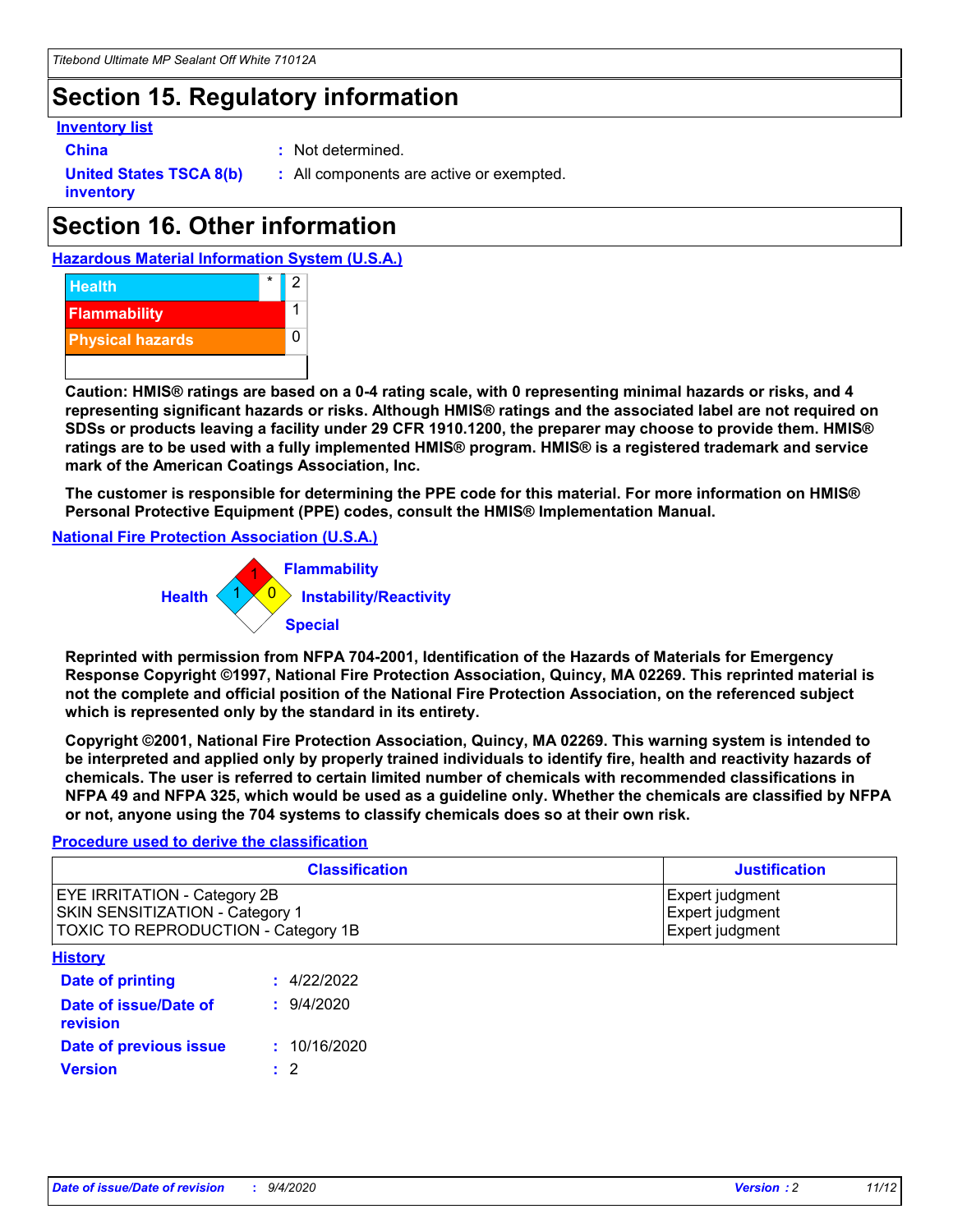# Section 15. Regulatory information

**Inventory list**

**China** : Not determined.

**United States TSCA 8(b) inventory** : All components are active or exempted.

# Section 16. Other information

**Hazardous Material Information System (U.S.A.)**

| | | |
|---|---|---|
| Health | * | 2 |
| Flammability | | 1 |
| Physical hazards | | 0 |

**Caution: HMIS® ratings are based on a 0-4 rating scale, with 0 representing minimal hazards or risks, and 4 representing significant hazards or risks. Although HMIS® ratings and the associated label are not required on SDSs or products leaving a facility under 29 CFR 1910.1200, the preparer may choose to provide them. HMIS® ratings are to be used with a fully implemented HMIS® program. HMIS® is a registered trademark and service mark of the American Coatings Association, Inc.**

**The customer is responsible for determining the PPE code for this material. For more information on HMIS® Personal Protective Equipment (PPE) codes, consult the HMIS® Implementation Manual.**

**National Fire Protection Association (U.S.A.)**

Flammability: 1
Health: 1
Instability/Reactivity: 0
Special:

**Reprinted with permission from NFPA 704-2001, Identification of the Hazards of Materials for Emergency Response Copyright ©1997, National Fire Protection Association, Quincy, MA 02269. This reprinted material is not the complete and official position of the National Fire Protection Association, on the referenced subject which is represented only by the standard in its entirety.**

**Copyright ©2001, National Fire Protection Association, Quincy, MA 02269. This warning system is intended to be interpreted and applied only by properly trained individuals to identify fire, health and reactivity hazards of chemicals. The user is referred to certain limited number of chemicals with recommended classifications in NFPA 49 and NFPA 325, which would be used as a guideline only. Whether the chemicals are classified by NFPA or not, anyone using the 704 systems to classify chemicals does so at their own risk.**

**Procedure used to derive the classification**

| Classification | Justification |
|---|---|
| EYE IRRITATION - Category 2B | Expert judgment |
| SKIN SENSITIZATION - Category 1 | Expert judgment |
| TOXIC TO REPRODUCTION - Category 1B | Expert judgment |

**History**

**Date of printing** : 4/22/2022

**Date of issue/Date of revision** : 9/4/2020

**Date of previous issue** : 10/16/2020

**Version** : 2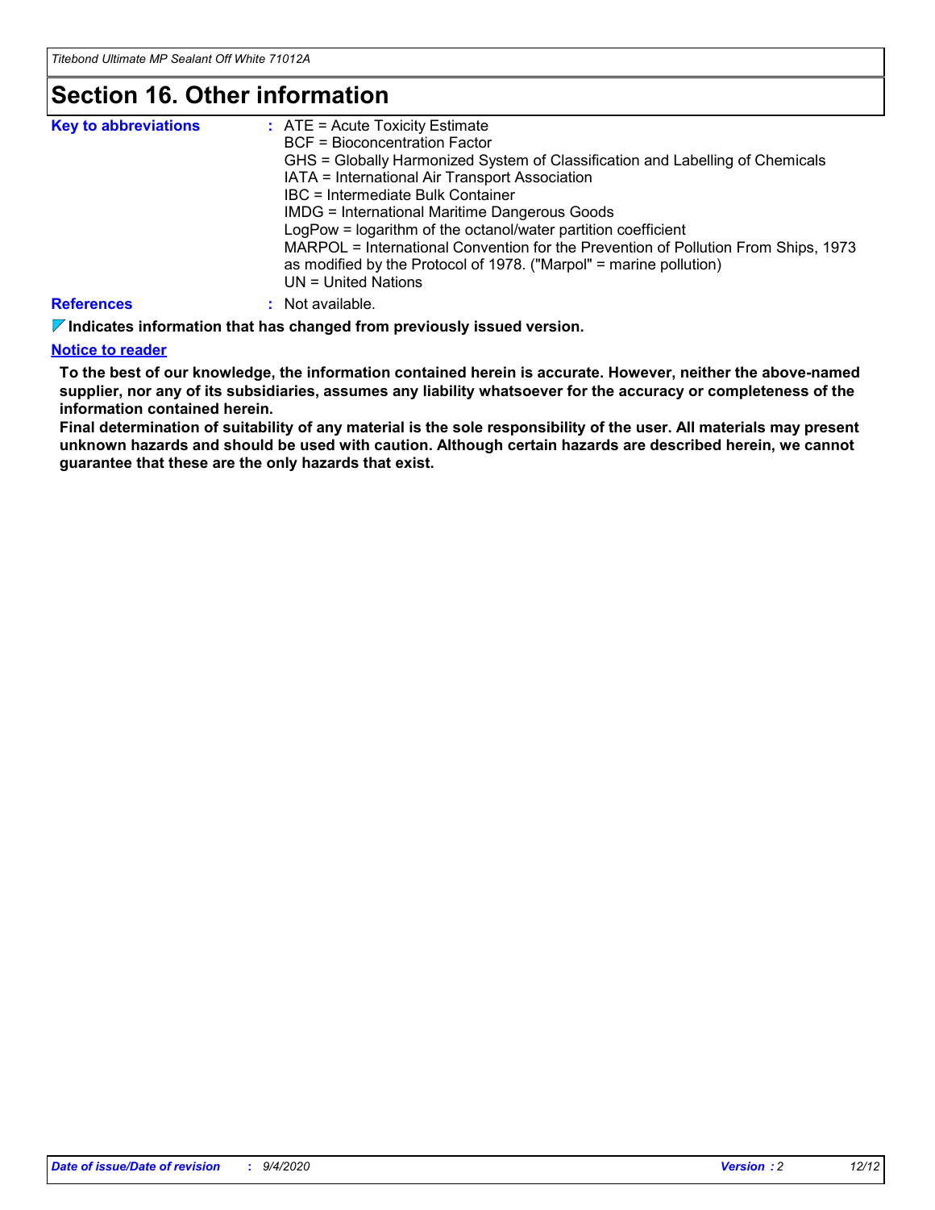# Section 16. Other information

**Key to abbreviations** : ATE = Acute Toxicity Estimate
BCF = Bioconcentration Factor
GHS = Globally Harmonized System of Classification and Labelling of Chemicals
IATA = International Air Transport Association
IBC = Intermediate Bulk Container
IMDG = International Maritime Dangerous Goods
LogPow = logarithm of the octanol/water partition coefficient
MARPOL = International Convention for the Prevention of Pollution From Ships, 1973 as modified by the Protocol of 1978. ("Marpol" = marine pollution)
UN = United Nations

**References** : Not available.

**Indicates information that has changed from previously issued version.**

**Notice to reader**

**To the best of our knowledge, the information contained herein is accurate. However, neither the above-named supplier, nor any of its subsidiaries, assumes any liability whatsoever for the accuracy or completeness of the information contained herein.**
**Final determination of suitability of any material is the sole responsibility of the user. All materials may present unknown hazards and should be used with caution. Although certain hazards are described herein, we cannot guarantee that these are the only hazards that exist.**